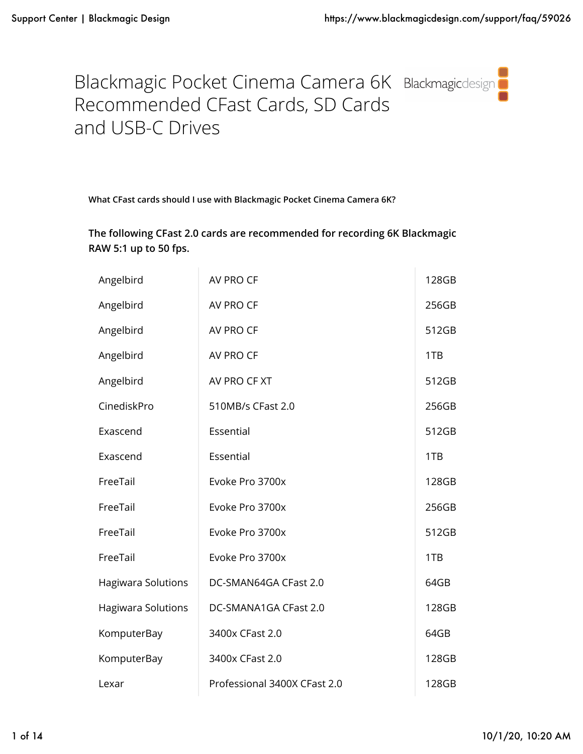# Blackmagic Pocket Cinema Camera 6K Recommended CFast Cards, SD Cards and USB-C Drives

What CFast cards should I use with Blackmagic Pocket Cinema Camera 6K?

**The following CFast 2.0 cards are recommended for recording 6K Blackmagic RAW 5:1 up to 50 fps.**

| | | |
|---|---|---|
| Angelbird | AV PRO CF | 128GB |
| Angelbird | AV PRO CF | 256GB |
| Angelbird | AV PRO CF | 512GB |
| Angelbird | AV PRO CF | 1TB |
| Angelbird | AV PRO CF XT | 512GB |
| CinediskPro | 510MB/s CFast 2.0 | 256GB |
| Exascend | Essential | 512GB |
| Exascend | Essential | 1TB |
| FreeTail | Evoke Pro 3700x | 128GB |
| FreeTail | Evoke Pro 3700x | 256GB |
| FreeTail | Evoke Pro 3700x | 512GB |
| FreeTail | Evoke Pro 3700x | 1TB |
| Hagiwara Solutions | DC-SMAN64GA CFast 2.0 | 64GB |
| Hagiwara Solutions | DC-SMANA1GA CFast 2.0 | 128GB |
| KomputerBay | 3400x CFast 2.0 | 64GB |
| KomputerBay | 3400x CFast 2.0 | 128GB |
| Lexar | Professional 3400X CFast 2.0 | 128GB |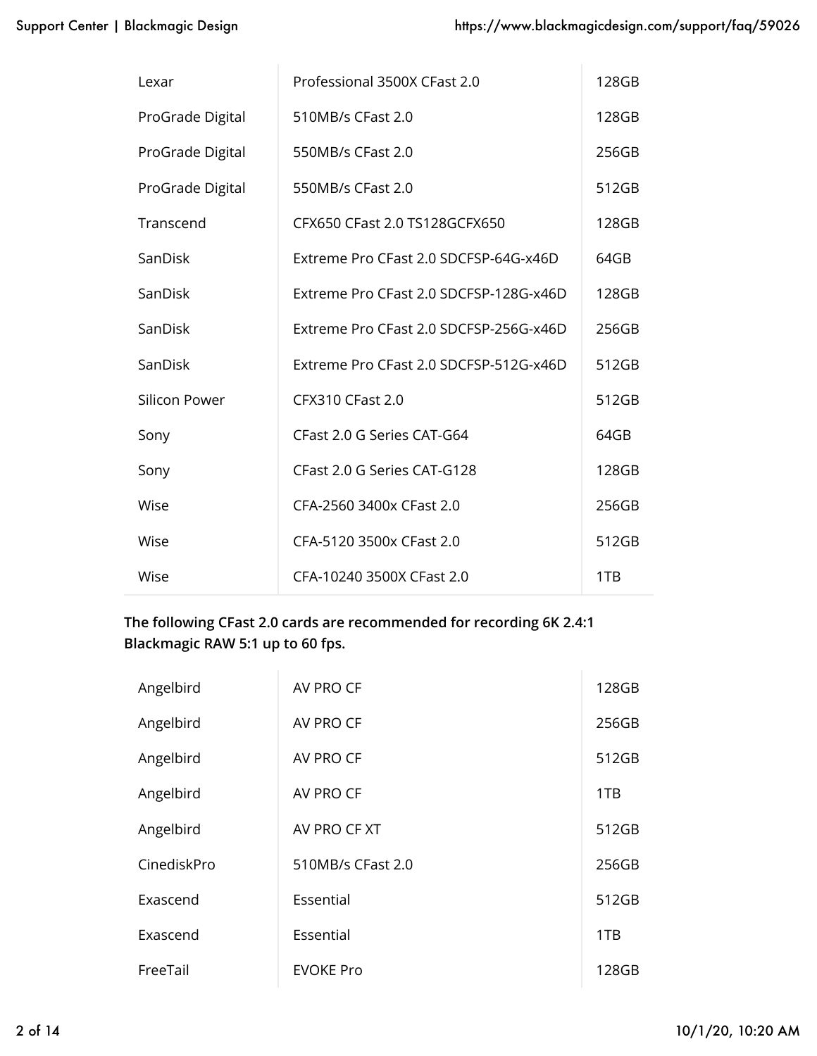| | | |
|---|---|---|
| Lexar | Professional 3500X CFast 2.0 | 128GB |
| ProGrade Digital | 510MB/s CFast 2.0 | 128GB |
| ProGrade Digital | 550MB/s CFast 2.0 | 256GB |
| ProGrade Digital | 550MB/s CFast 2.0 | 512GB |
| Transcend | CFX650 CFast 2.0 TS128GCFX650 | 128GB |
| SanDisk | Extreme Pro CFast 2.0 SDCFSP-64G-x46D | 64GB |
| SanDisk | Extreme Pro CFast 2.0 SDCFSP-128G-x46D | 128GB |
| SanDisk | Extreme Pro CFast 2.0 SDCFSP-256G-x46D | 256GB |
| SanDisk | Extreme Pro CFast 2.0 SDCFSP-512G-x46D | 512GB |
| Silicon Power | CFX310 CFast 2.0 | 512GB |
| Sony | CFast 2.0 G Series CAT-G64 | 64GB |
| Sony | CFast 2.0 G Series CAT-G128 | 128GB |
| Wise | CFA-2560 3400x CFast 2.0 | 256GB |
| Wise | CFA-5120 3500x CFast 2.0 | 512GB |
| Wise | CFA-10240 3500X CFast 2.0 | 1TB |

**The following CFast 2.0 cards are recommended for recording 6K 2.4:1 Blackmagic RAW 5:1 up to 60 fps.**

| | | |
|---|---|---|
| Angelbird | AV PRO CF | 128GB |
| Angelbird | AV PRO CF | 256GB |
| Angelbird | AV PRO CF | 512GB |
| Angelbird | AV PRO CF | 1TB |
| Angelbird | AV PRO CF XT | 512GB |
| CinediskPro | 510MB/s CFast 2.0 | 256GB |
| Exascend | Essential | 512GB |
| Exascend | Essential | 1TB |
| FreeTail | EVOKE Pro | 128GB |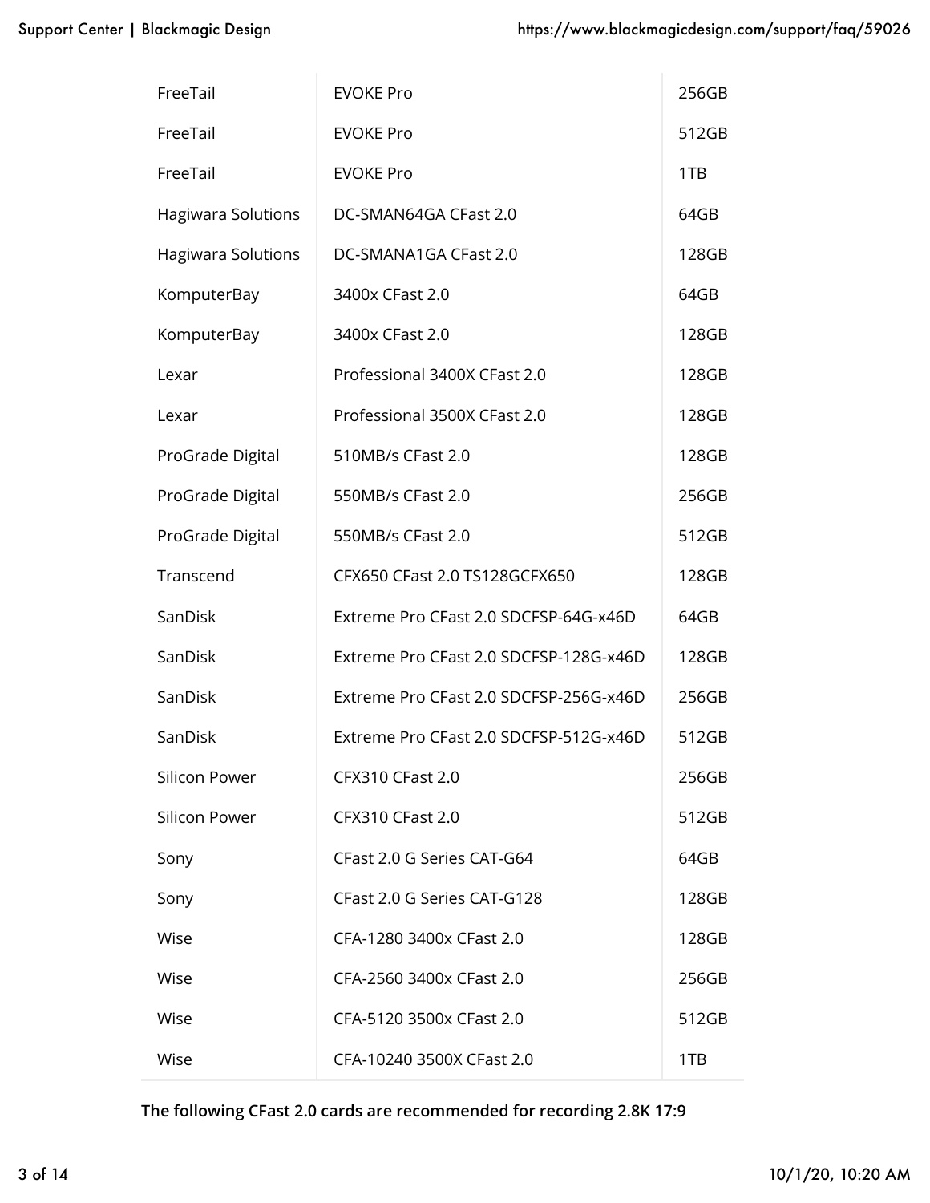| | | |
|---|---|---|
| FreeTail | EVOKE Pro | 256GB |
| FreeTail | EVOKE Pro | 512GB |
| FreeTail | EVOKE Pro | 1TB |
| Hagiwara Solutions | DC-SMAN64GA CFast 2.0 | 64GB |
| Hagiwara Solutions | DC-SMANA1GA CFast 2.0 | 128GB |
| KomputerBay | 3400x CFast 2.0 | 64GB |
| KomputerBay | 3400x CFast 2.0 | 128GB |
| Lexar | Professional 3400X CFast 2.0 | 128GB |
| Lexar | Professional 3500X CFast 2.0 | 128GB |
| ProGrade Digital | 510MB/s CFast 2.0 | 128GB |
| ProGrade Digital | 550MB/s CFast 2.0 | 256GB |
| ProGrade Digital | 550MB/s CFast 2.0 | 512GB |
| Transcend | CFX650 CFast 2.0 TS128GCFX650 | 128GB |
| SanDisk | Extreme Pro CFast 2.0 SDCFSP-64G-x46D | 64GB |
| SanDisk | Extreme Pro CFast 2.0 SDCFSP-128G-x46D | 128GB |
| SanDisk | Extreme Pro CFast 2.0 SDCFSP-256G-x46D | 256GB |
| SanDisk | Extreme Pro CFast 2.0 SDCFSP-512G-x46D | 512GB |
| Silicon Power | CFX310 CFast 2.0 | 256GB |
| Silicon Power | CFX310 CFast 2.0 | 512GB |
| Sony | CFast 2.0 G Series CAT-G64 | 64GB |
| Sony | CFast 2.0 G Series CAT-G128 | 128GB |
| Wise | CFA-1280 3400x CFast 2.0 | 128GB |
| Wise | CFA-2560 3400x CFast 2.0 | 256GB |
| Wise | CFA-5120 3500x CFast 2.0 | 512GB |
| Wise | CFA-10240 3500X CFast 2.0 | 1TB |

**The following CFast 2.0 cards are recommended for recording 2.8K 17:9**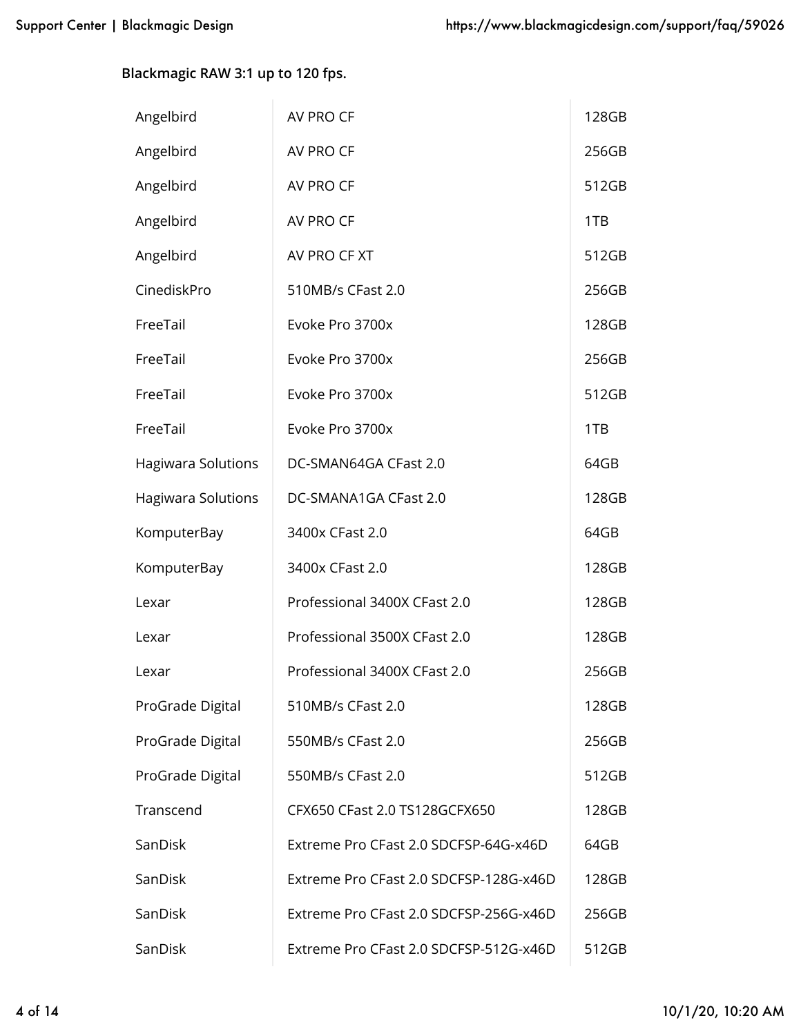**Blackmagic RAW 3:1 up to 120 fps.**

| | | |
|---|---|---|
| Angelbird | AV PRO CF | 128GB |
| Angelbird | AV PRO CF | 256GB |
| Angelbird | AV PRO CF | 512GB |
| Angelbird | AV PRO CF | 1TB |
| Angelbird | AV PRO CF XT | 512GB |
| CinediskPro | 510MB/s CFast 2.0 | 256GB |
| FreeTail | Evoke Pro 3700x | 128GB |
| FreeTail | Evoke Pro 3700x | 256GB |
| FreeTail | Evoke Pro 3700x | 512GB |
| FreeTail | Evoke Pro 3700x | 1TB |
| Hagiwara Solutions | DC-SMAN64GA CFast 2.0 | 64GB |
| Hagiwara Solutions | DC-SMANA1GA CFast 2.0 | 128GB |
| KomputerBay | 3400x CFast 2.0 | 64GB |
| KomputerBay | 3400x CFast 2.0 | 128GB |
| Lexar | Professional 3400X CFast 2.0 | 128GB |
| Lexar | Professional 3500X CFast 2.0 | 128GB |
| Lexar | Professional 3400X CFast 2.0 | 256GB |
| ProGrade Digital | 510MB/s CFast 2.0 | 128GB |
| ProGrade Digital | 550MB/s CFast 2.0 | 256GB |
| ProGrade Digital | 550MB/s CFast 2.0 | 512GB |
| Transcend | CFX650 CFast 2.0 TS128GCFX650 | 128GB |
| SanDisk | Extreme Pro CFast 2.0 SDCFSP-64G-x46D | 64GB |
| SanDisk | Extreme Pro CFast 2.0 SDCFSP-128G-x46D | 128GB |
| SanDisk | Extreme Pro CFast 2.0 SDCFSP-256G-x46D | 256GB |
| SanDisk | Extreme Pro CFast 2.0 SDCFSP-512G-x46D | 512GB |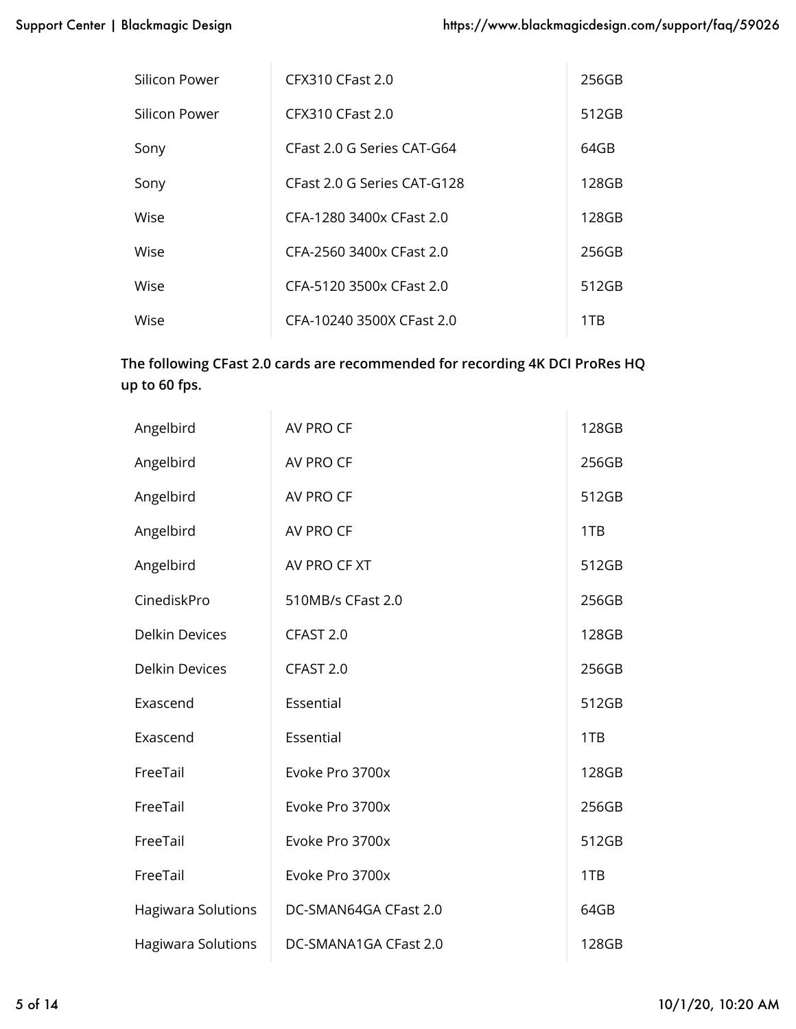| | | |
|---|---|---|
| Silicon Power | CFX310 CFast 2.0 | 256GB |
| Silicon Power | CFX310 CFast 2.0 | 512GB |
| Sony | CFast 2.0 G Series CAT-G64 | 64GB |
| Sony | CFast 2.0 G Series CAT-G128 | 128GB |
| Wise | CFA-1280 3400x CFast 2.0 | 128GB |
| Wise | CFA-2560 3400x CFast 2.0 | 256GB |
| Wise | CFA-5120 3500x CFast 2.0 | 512GB |
| Wise | CFA-10240 3500X CFast 2.0 | 1TB |

**The following CFast 2.0 cards are recommended for recording 4K DCI ProRes HQ up to 60 fps.**

| | | |
|---|---|---|
| Angelbird | AV PRO CF | 128GB |
| Angelbird | AV PRO CF | 256GB |
| Angelbird | AV PRO CF | 512GB |
| Angelbird | AV PRO CF | 1TB |
| Angelbird | AV PRO CF XT | 512GB |
| CinediskPro | 510MB/s CFast 2.0 | 256GB |
| Delkin Devices | CFAST 2.0 | 128GB |
| Delkin Devices | CFAST 2.0 | 256GB |
| Exascend | Essential | 512GB |
| Exascend | Essential | 1TB |
| FreeTail | Evoke Pro 3700x | 128GB |
| FreeTail | Evoke Pro 3700x | 256GB |
| FreeTail | Evoke Pro 3700x | 512GB |
| FreeTail | Evoke Pro 3700x | 1TB |
| Hagiwara Solutions | DC-SMAN64GA CFast 2.0 | 64GB |
| Hagiwara Solutions | DC-SMANA1GA CFast 2.0 | 128GB |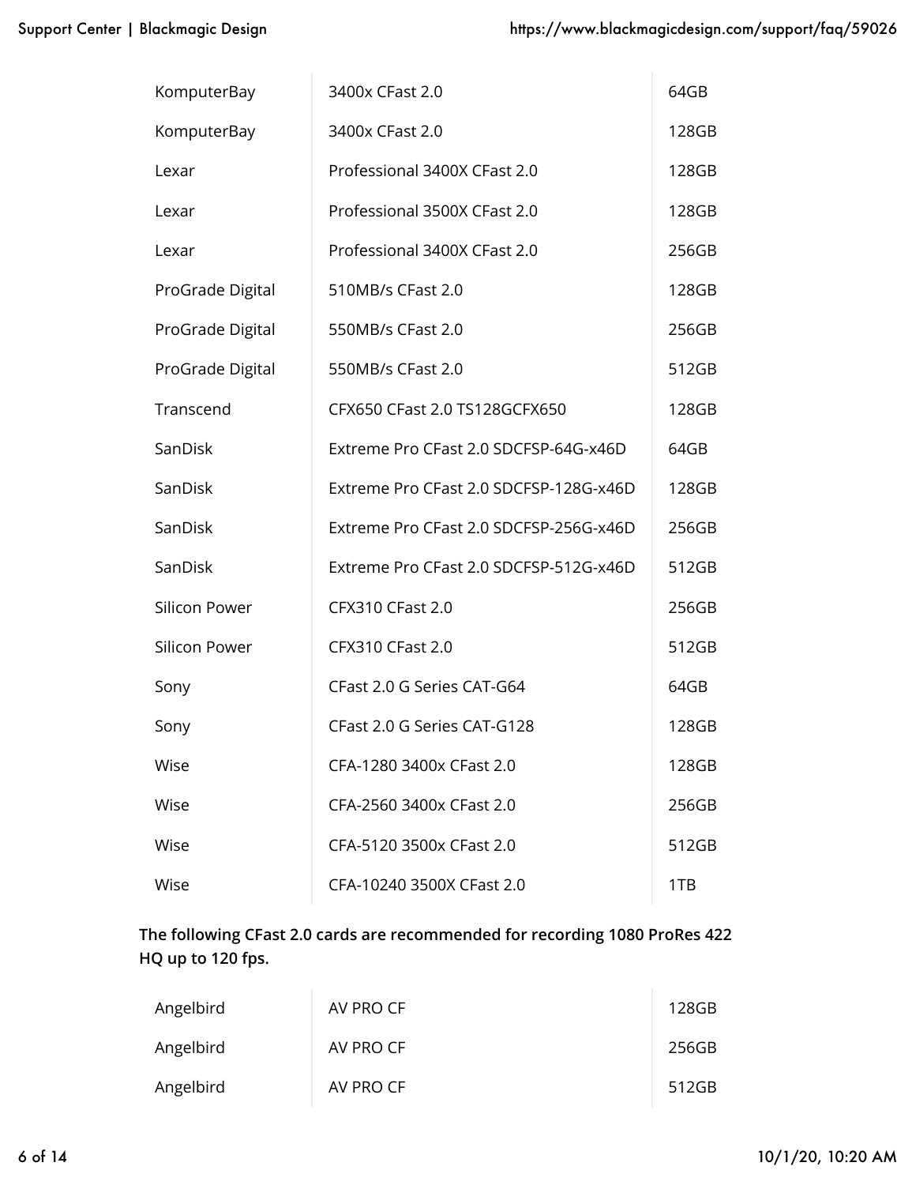| | | |
|---|---|---|
| KomputerBay | 3400x CFast 2.0 | 64GB |
| KomputerBay | 3400x CFast 2.0 | 128GB |
| Lexar | Professional 3400X CFast 2.0 | 128GB |
| Lexar | Professional 3500X CFast 2.0 | 128GB |
| Lexar | Professional 3400X CFast 2.0 | 256GB |
| ProGrade Digital | 510MB/s CFast 2.0 | 128GB |
| ProGrade Digital | 550MB/s CFast 2.0 | 256GB |
| ProGrade Digital | 550MB/s CFast 2.0 | 512GB |
| Transcend | CFX650 CFast 2.0 TS128GCFX650 | 128GB |
| SanDisk | Extreme Pro CFast 2.0 SDCFSP-64G-x46D | 64GB |
| SanDisk | Extreme Pro CFast 2.0 SDCFSP-128G-x46D | 128GB |
| SanDisk | Extreme Pro CFast 2.0 SDCFSP-256G-x46D | 256GB |
| SanDisk | Extreme Pro CFast 2.0 SDCFSP-512G-x46D | 512GB |
| Silicon Power | CFX310 CFast 2.0 | 256GB |
| Silicon Power | CFX310 CFast 2.0 | 512GB |
| Sony | CFast 2.0 G Series CAT-G64 | 64GB |
| Sony | CFast 2.0 G Series CAT-G128 | 128GB |
| Wise | CFA-1280 3400x CFast 2.0 | 128GB |
| Wise | CFA-2560 3400x CFast 2.0 | 256GB |
| Wise | CFA-5120 3500x CFast 2.0 | 512GB |
| Wise | CFA-10240 3500X CFast 2.0 | 1TB |

**The following CFast 2.0 cards are recommended for recording 1080 ProRes 422 HQ up to 120 fps.**

| | | |
|---|---|---|
| Angelbird | AV PRO CF | 128GB |
| Angelbird | AV PRO CF | 256GB |
| Angelbird | AV PRO CF | 512GB |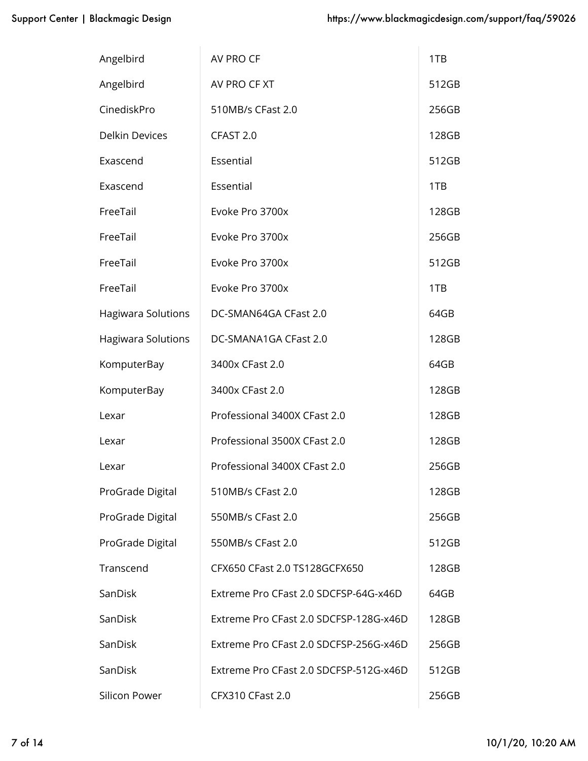| | | |
|---|---|---|
| Angelbird | AV PRO CF | 1TB |
| Angelbird | AV PRO CF XT | 512GB |
| CinediskPro | 510MB/s CFast 2.0 | 256GB |
| Delkin Devices | CFAST 2.0 | 128GB |
| Exascend | Essential | 512GB |
| Exascend | Essential | 1TB |
| FreeTail | Evoke Pro 3700x | 128GB |
| FreeTail | Evoke Pro 3700x | 256GB |
| FreeTail | Evoke Pro 3700x | 512GB |
| FreeTail | Evoke Pro 3700x | 1TB |
| Hagiwara Solutions | DC-SMAN64GA CFast 2.0 | 64GB |
| Hagiwara Solutions | DC-SMANA1GA CFast 2.0 | 128GB |
| KomputerBay | 3400x CFast 2.0 | 64GB |
| KomputerBay | 3400x CFast 2.0 | 128GB |
| Lexar | Professional 3400X CFast 2.0 | 128GB |
| Lexar | Professional 3500X CFast 2.0 | 128GB |
| Lexar | Professional 3400X CFast 2.0 | 256GB |
| ProGrade Digital | 510MB/s CFast 2.0 | 128GB |
| ProGrade Digital | 550MB/s CFast 2.0 | 256GB |
| ProGrade Digital | 550MB/s CFast 2.0 | 512GB |
| Transcend | CFX650 CFast 2.0 TS128GCFX650 | 128GB |
| SanDisk | Extreme Pro CFast 2.0 SDCFSP-64G-x46D | 64GB |
| SanDisk | Extreme Pro CFast 2.0 SDCFSP-128G-x46D | 128GB |
| SanDisk | Extreme Pro CFast 2.0 SDCFSP-256G-x46D | 256GB |
| SanDisk | Extreme Pro CFast 2.0 SDCFSP-512G-x46D | 512GB |
| Silicon Power | CFX310 CFast 2.0 | 256GB |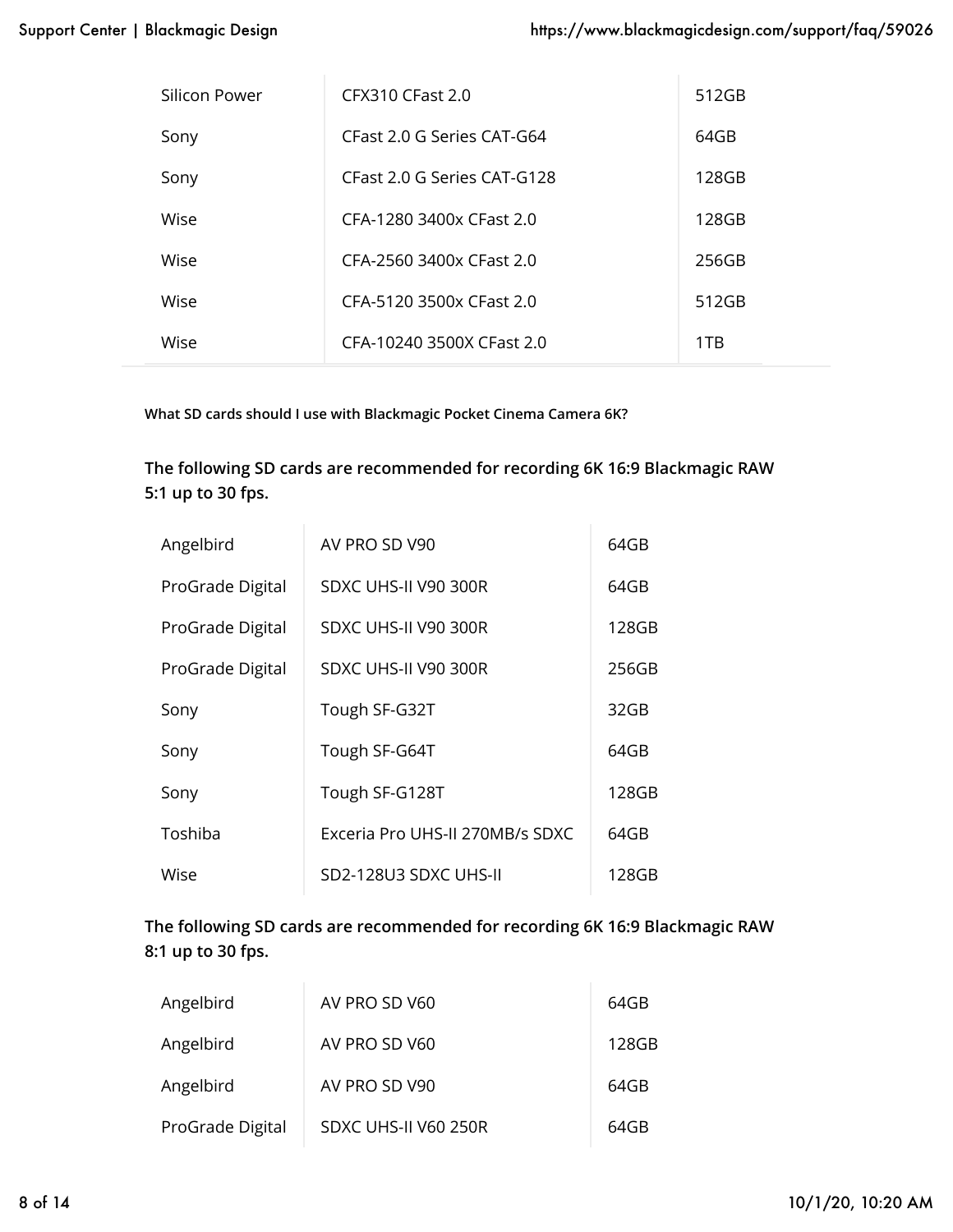| | | |
|---|---|---|
| Silicon Power | CFX310 CFast 2.0 | 512GB |
| Sony | CFast 2.0 G Series CAT-G64 | 64GB |
| Sony | CFast 2.0 G Series CAT-G128 | 128GB |
| Wise | CFA-1280 3400x CFast 2.0 | 128GB |
| Wise | CFA-2560 3400x CFast 2.0 | 256GB |
| Wise | CFA-5120 3500x CFast 2.0 | 512GB |
| Wise | CFA-10240 3500X CFast 2.0 | 1TB |

**What SD cards should I use with Blackmagic Pocket Cinema Camera 6K?**

**The following SD cards are recommended for recording 6K 16:9 Blackmagic RAW 5:1 up to 30 fps.**

| | | |
|---|---|---|
| Angelbird | AV PRO SD V90 | 64GB |
| ProGrade Digital | SDXC UHS-II V90 300R | 64GB |
| ProGrade Digital | SDXC UHS-II V90 300R | 128GB |
| ProGrade Digital | SDXC UHS-II V90 300R | 256GB |
| Sony | Tough SF-G32T | 32GB |
| Sony | Tough SF-G64T | 64GB |
| Sony | Tough SF-G128T | 128GB |
| Toshiba | Exceria Pro UHS-II 270MB/s SDXC | 64GB |
| Wise | SD2-128U3 SDXC UHS-II | 128GB |

**The following SD cards are recommended for recording 6K 16:9 Blackmagic RAW 8:1 up to 30 fps.**

| | | |
|---|---|---|
| Angelbird | AV PRO SD V60 | 64GB |
| Angelbird | AV PRO SD V60 | 128GB |
| Angelbird | AV PRO SD V90 | 64GB |
| ProGrade Digital | SDXC UHS-II V60 250R | 64GB |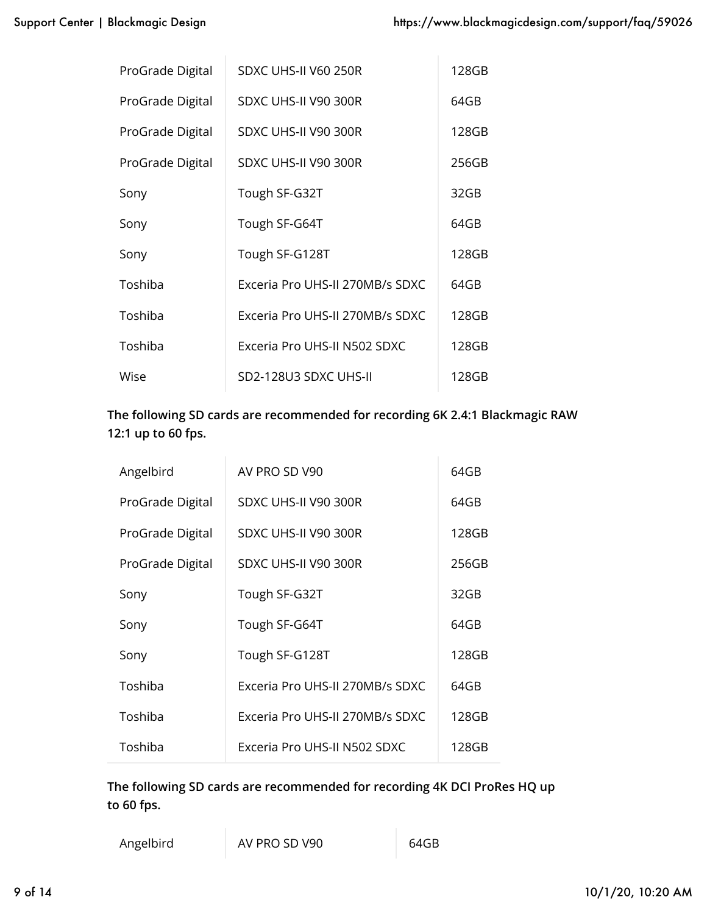| | | |
|---|---|---|
| ProGrade Digital | SDXC UHS-II V60 250R | 128GB |
| ProGrade Digital | SDXC UHS-II V90 300R | 64GB |
| ProGrade Digital | SDXC UHS-II V90 300R | 128GB |
| ProGrade Digital | SDXC UHS-II V90 300R | 256GB |
| Sony | Tough SF-G32T | 32GB |
| Sony | Tough SF-G64T | 64GB |
| Sony | Tough SF-G128T | 128GB |
| Toshiba | Exceria Pro UHS-II 270MB/s SDXC | 64GB |
| Toshiba | Exceria Pro UHS-II 270MB/s SDXC | 128GB |
| Toshiba | Exceria Pro UHS-II N502 SDXC | 128GB |
| Wise | SD2-128U3 SDXC UHS-II | 128GB |

**The following SD cards are recommended for recording 6K 2.4:1 Blackmagic RAW 12:1 up to 60 fps.**

| | | |
|---|---|---|
| Angelbird | AV PRO SD V90 | 64GB |
| ProGrade Digital | SDXC UHS-II V90 300R | 64GB |
| ProGrade Digital | SDXC UHS-II V90 300R | 128GB |
| ProGrade Digital | SDXC UHS-II V90 300R | 256GB |
| Sony | Tough SF-G32T | 32GB |
| Sony | Tough SF-G64T | 64GB |
| Sony | Tough SF-G128T | 128GB |
| Toshiba | Exceria Pro UHS-II 270MB/s SDXC | 64GB |
| Toshiba | Exceria Pro UHS-II 270MB/s SDXC | 128GB |
| Toshiba | Exceria Pro UHS-II N502 SDXC | 128GB |

**The following SD cards are recommended for recording 4K DCI ProRes HQ up to 60 fps.**

| | | |
|---|---|---|
| Angelbird | AV PRO SD V90 | 64GB |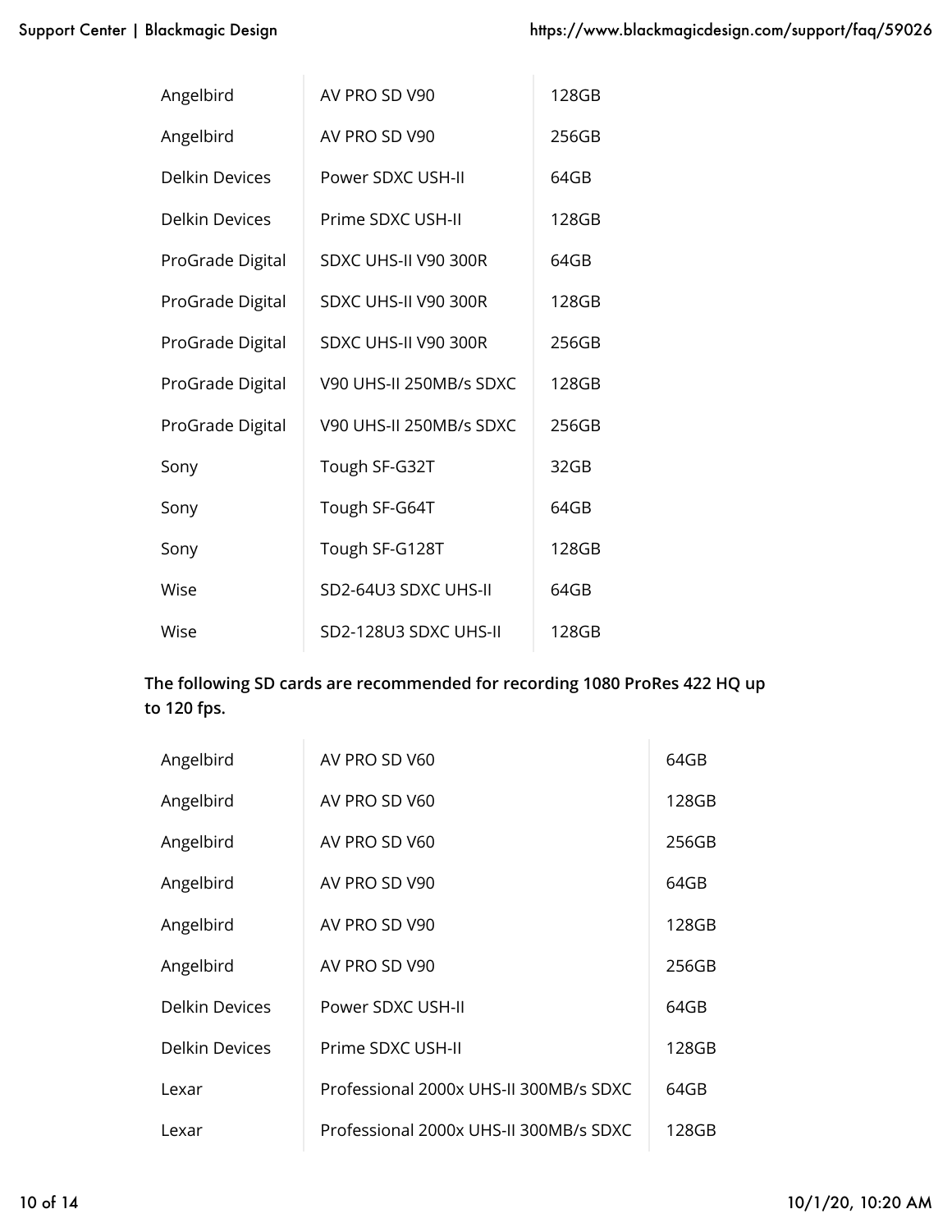| | | |
|---|---|---|
| Angelbird | AV PRO SD V90 | 128GB |
| Angelbird | AV PRO SD V90 | 256GB |
| Delkin Devices | Power SDXC USH-II | 64GB |
| Delkin Devices | Prime SDXC USH-II | 128GB |
| ProGrade Digital | SDXC UHS-II V90 300R | 64GB |
| ProGrade Digital | SDXC UHS-II V90 300R | 128GB |
| ProGrade Digital | SDXC UHS-II V90 300R | 256GB |
| ProGrade Digital | V90 UHS-II 250MB/s SDXC | 128GB |
| ProGrade Digital | V90 UHS-II 250MB/s SDXC | 256GB |
| Sony | Tough SF-G32T | 32GB |
| Sony | Tough SF-G64T | 64GB |
| Sony | Tough SF-G128T | 128GB |
| Wise | SD2-64U3 SDXC UHS-II | 64GB |
| Wise | SD2-128U3 SDXC UHS-II | 128GB |

**The following SD cards are recommended for recording 1080 ProRes 422 HQ up to 120 fps.**

| | | |
|---|---|---|
| Angelbird | AV PRO SD V60 | 64GB |
| Angelbird | AV PRO SD V60 | 128GB |
| Angelbird | AV PRO SD V60 | 256GB |
| Angelbird | AV PRO SD V90 | 64GB |
| Angelbird | AV PRO SD V90 | 128GB |
| Angelbird | AV PRO SD V90 | 256GB |
| Delkin Devices | Power SDXC USH-II | 64GB |
| Delkin Devices | Prime SDXC USH-II | 128GB |
| Lexar | Professional 2000x UHS-II 300MB/s SDXC | 64GB |
| Lexar | Professional 2000x UHS-II 300MB/s SDXC | 128GB |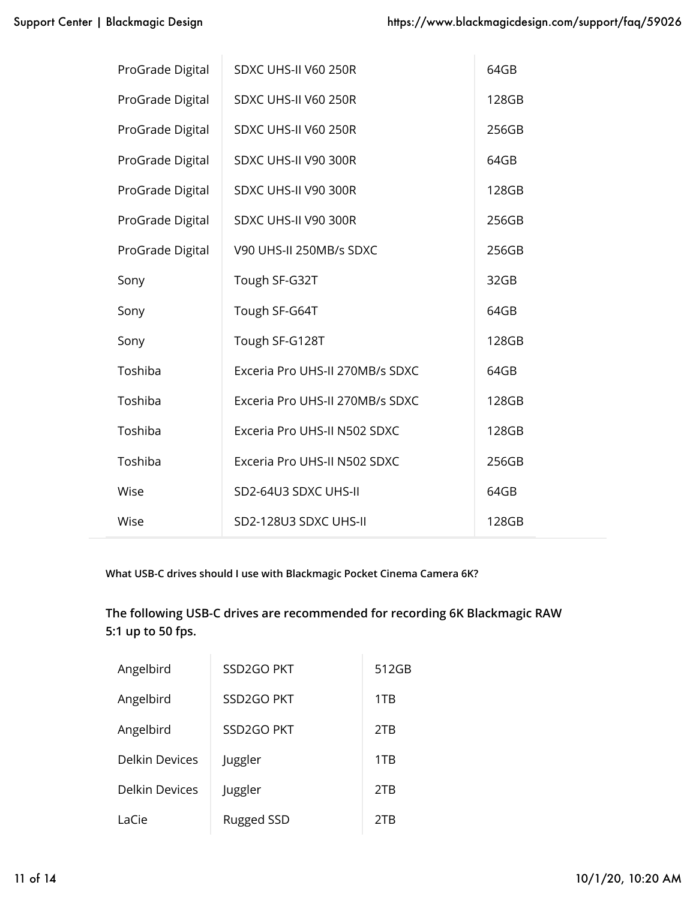| | | |
|---|---|---|
| ProGrade Digital | SDXC UHS-II V60 250R | 64GB |
| ProGrade Digital | SDXC UHS-II V60 250R | 128GB |
| ProGrade Digital | SDXC UHS-II V60 250R | 256GB |
| ProGrade Digital | SDXC UHS-II V90 300R | 64GB |
| ProGrade Digital | SDXC UHS-II V90 300R | 128GB |
| ProGrade Digital | SDXC UHS-II V90 300R | 256GB |
| ProGrade Digital | V90 UHS-II 250MB/s SDXC | 256GB |
| Sony | Tough SF-G32T | 32GB |
| Sony | Tough SF-G64T | 64GB |
| Sony | Tough SF-G128T | 128GB |
| Toshiba | Exceria Pro UHS-II 270MB/s SDXC | 64GB |
| Toshiba | Exceria Pro UHS-II 270MB/s SDXC | 128GB |
| Toshiba | Exceria Pro UHS-II N502 SDXC | 128GB |
| Toshiba | Exceria Pro UHS-II N502 SDXC | 256GB |
| Wise | SD2-64U3 SDXC UHS-II | 64GB |
| Wise | SD2-128U3 SDXC UHS-II | 128GB |

**What USB-C drives should I use with Blackmagic Pocket Cinema Camera 6K?**

**The following USB-C drives are recommended for recording 6K Blackmagic RAW 5:1 up to 50 fps.**

| | | |
|---|---|---|
| Angelbird | SSD2GO PKT | 512GB |
| Angelbird | SSD2GO PKT | 1TB |
| Angelbird | SSD2GO PKT | 2TB |
| Delkin Devices | Juggler | 1TB |
| Delkin Devices | Juggler | 2TB |
| LaCie | Rugged SSD | 2TB |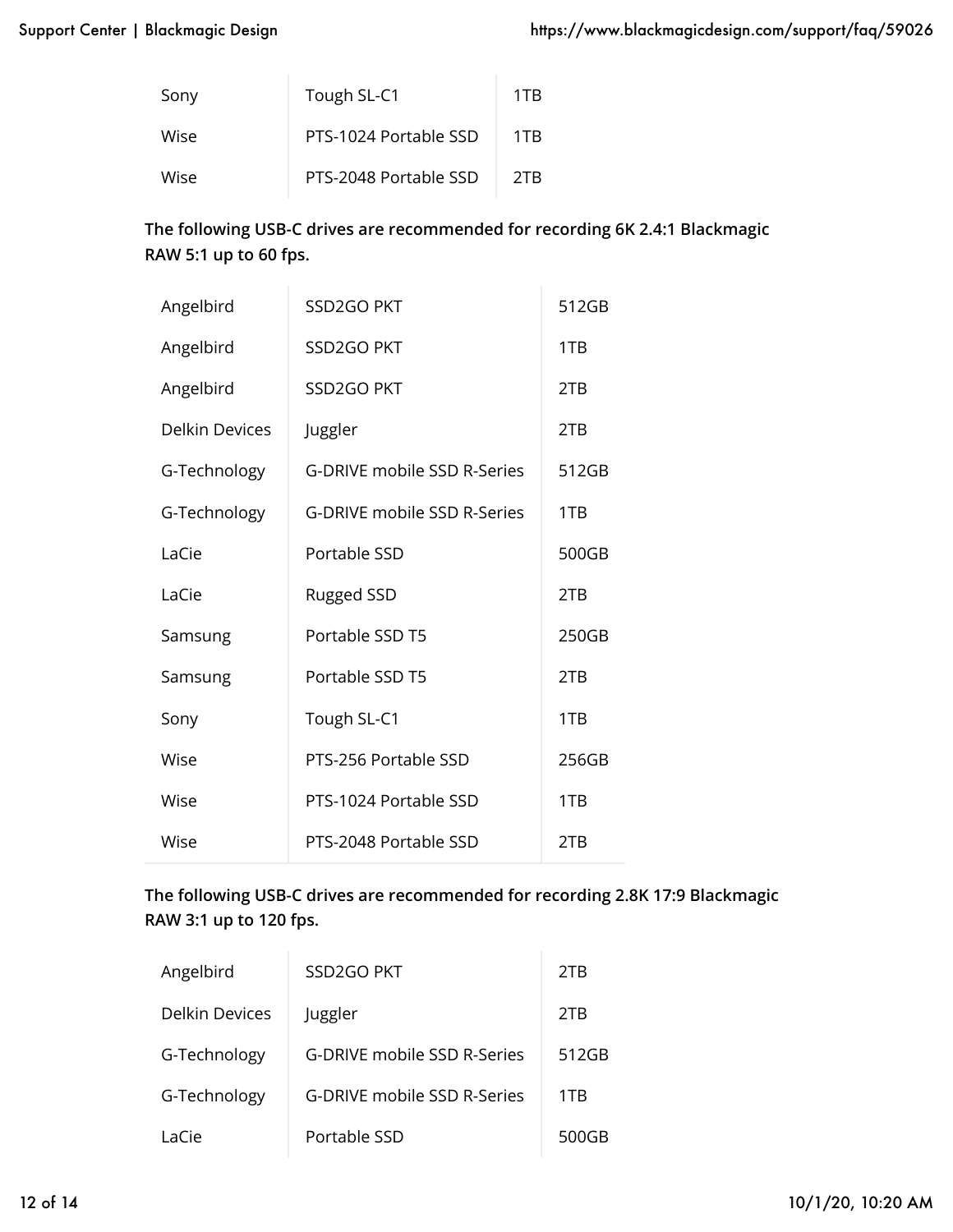| | | |
|---|---|---|
| Sony | Tough SL-C1 | 1TB |
| Wise | PTS-1024 Portable SSD | 1TB |
| Wise | PTS-2048 Portable SSD | 2TB |

**The following USB-C drives are recommended for recording 6K 2.4:1 Blackmagic RAW 5:1 up to 60 fps.**

| | | |
|---|---|---|
| Angelbird | SSD2GO PKT | 512GB |
| Angelbird | SSD2GO PKT | 1TB |
| Angelbird | SSD2GO PKT | 2TB |
| Delkin Devices | Juggler | 2TB |
| G-Technology | G-DRIVE mobile SSD R-Series | 512GB |
| G-Technology | G-DRIVE mobile SSD R-Series | 1TB |
| LaCie | Portable SSD | 500GB |
| LaCie | Rugged SSD | 2TB |
| Samsung | Portable SSD T5 | 250GB |
| Samsung | Portable SSD T5 | 2TB |
| Sony | Tough SL-C1 | 1TB |
| Wise | PTS-256 Portable SSD | 256GB |
| Wise | PTS-1024 Portable SSD | 1TB |
| Wise | PTS-2048 Portable SSD | 2TB |

**The following USB-C drives are recommended for recording 2.8K 17:9 Blackmagic RAW 3:1 up to 120 fps.**

| | | |
|---|---|---|
| Angelbird | SSD2GO PKT | 2TB |
| Delkin Devices | Juggler | 2TB |
| G-Technology | G-DRIVE mobile SSD R-Series | 512GB |
| G-Technology | G-DRIVE mobile SSD R-Series | 1TB |
| LaCie | Portable SSD | 500GB |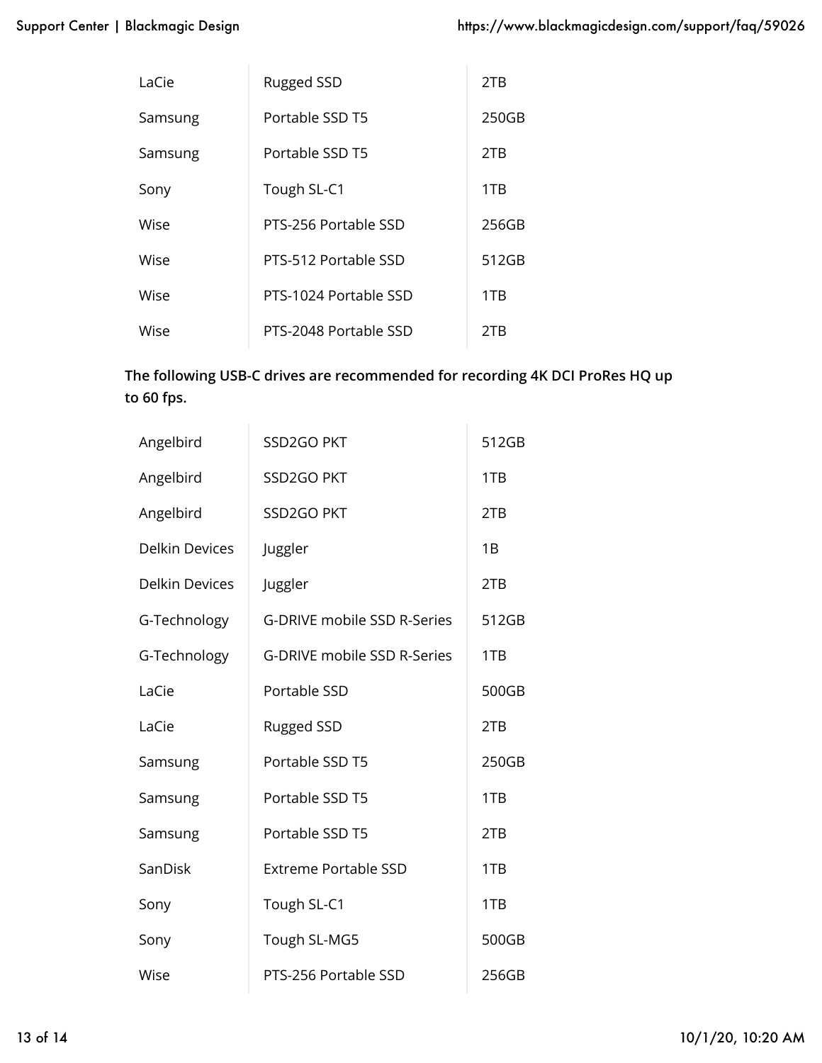| | | |
|---|---|---|
| LaCie | Rugged SSD | 2TB |
| Samsung | Portable SSD T5 | 250GB |
| Samsung | Portable SSD T5 | 2TB |
| Sony | Tough SL-C1 | 1TB |
| Wise | PTS-256 Portable SSD | 256GB |
| Wise | PTS-512 Portable SSD | 512GB |
| Wise | PTS-1024 Portable SSD | 1TB |
| Wise | PTS-2048 Portable SSD | 2TB |

**The following USB-C drives are recommended for recording 4K DCI ProRes HQ up to 60 fps.**

| | | |
|---|---|---|
| Angelbird | SSD2GO PKT | 512GB |
| Angelbird | SSD2GO PKT | 1TB |
| Angelbird | SSD2GO PKT | 2TB |
| Delkin Devices | Juggler | 1B |
| Delkin Devices | Juggler | 2TB |
| G-Technology | G-DRIVE mobile SSD R-Series | 512GB |
| G-Technology | G-DRIVE mobile SSD R-Series | 1TB |
| LaCie | Portable SSD | 500GB |
| LaCie | Rugged SSD | 2TB |
| Samsung | Portable SSD T5 | 250GB |
| Samsung | Portable SSD T5 | 1TB |
| Samsung | Portable SSD T5 | 2TB |
| SanDisk | Extreme Portable SSD | 1TB |
| Sony | Tough SL-C1 | 1TB |
| Sony | Tough SL-MG5 | 500GB |
| Wise | PTS-256 Portable SSD | 256GB |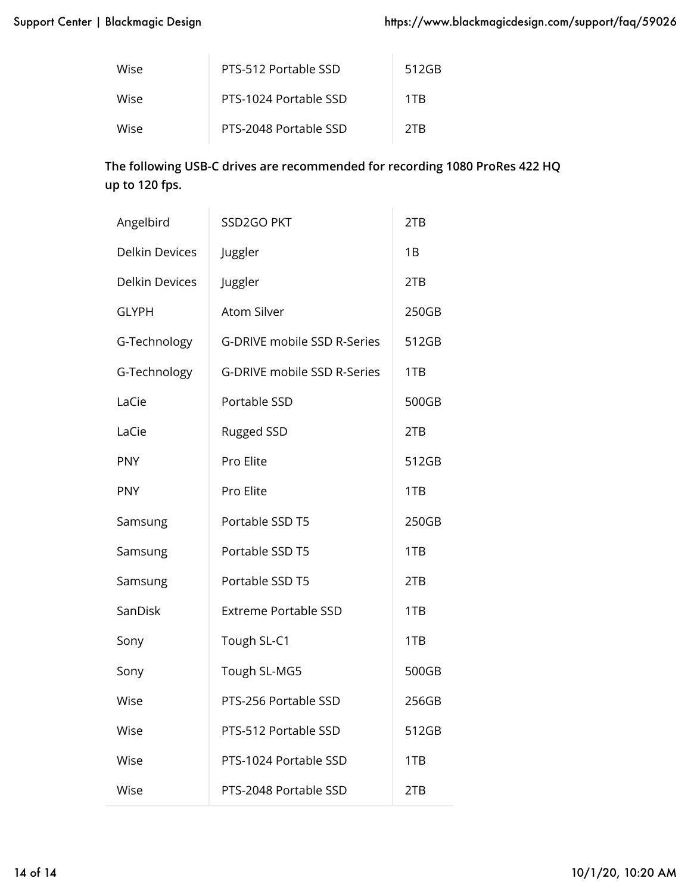| | | |
|---|---|---|
| Wise | PTS-512 Portable SSD | 512GB |
| Wise | PTS-1024 Portable SSD | 1TB |
| Wise | PTS-2048 Portable SSD | 2TB |

**The following USB-C drives are recommended for recording 1080 ProRes 422 HQ up to 120 fps.**

| | | |
|---|---|---|
| Angelbird | SSD2GO PKT | 2TB |
| Delkin Devices | Juggler | 1B |
| Delkin Devices | Juggler | 2TB |
| GLYPH | Atom Silver | 250GB |
| G-Technology | G-DRIVE mobile SSD R-Series | 512GB |
| G-Technology | G-DRIVE mobile SSD R-Series | 1TB |
| LaCie | Portable SSD | 500GB |
| LaCie | Rugged SSD | 2TB |
| PNY | Pro Elite | 512GB |
| PNY | Pro Elite | 1TB |
| Samsung | Portable SSD T5 | 250GB |
| Samsung | Portable SSD T5 | 1TB |
| Samsung | Portable SSD T5 | 2TB |
| SanDisk | Extreme Portable SSD | 1TB |
| Sony | Tough SL-C1 | 1TB |
| Sony | Tough SL-MG5 | 500GB |
| Wise | PTS-256 Portable SSD | 256GB |
| Wise | PTS-512 Portable SSD | 512GB |
| Wise | PTS-1024 Portable SSD | 1TB |
| Wise | PTS-2048 Portable SSD | 2TB |